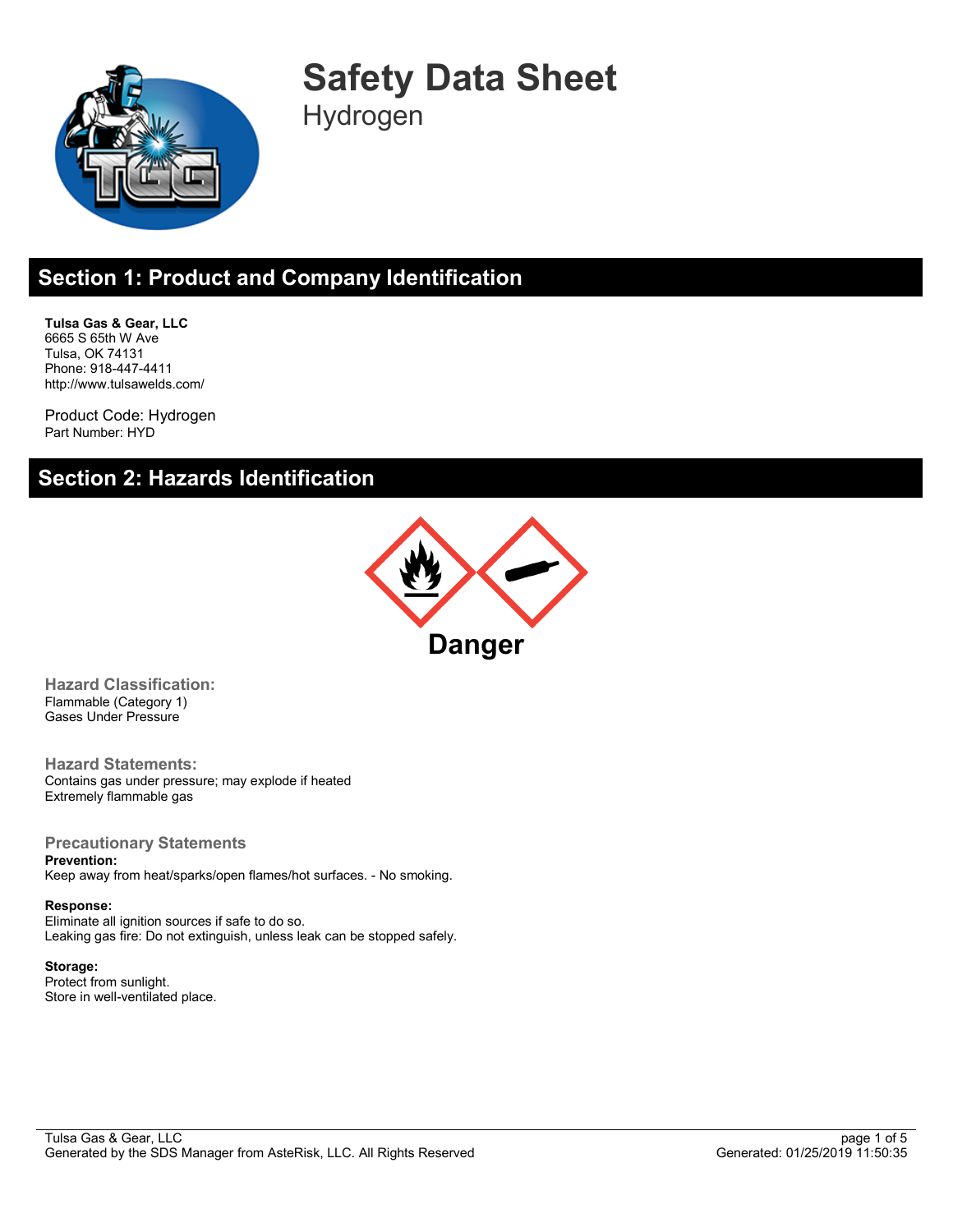# Safety Data Sheet

Hydrogen

## Section 1: Product and Company Identification

**Tulsa Gas & Gear, LLC**
6665 S 65th W Ave
Tulsa, OK 74131
Phone: 918-447-4411
http://www.tulsawelds.com/

Product Code: Hydrogen
Part Number: HYD

## Section 2: Hazards Identification

**Danger**

### Hazard Classification:

Flammable (Category 1)
Gases Under Pressure

### Hazard Statements:

Contains gas under pressure; may explode if heated
Extremely flammable gas

### Precautionary Statements

**Prevention:**
Keep away from heat/sparks/open flames/hot surfaces. - No smoking.

**Response:**
Eliminate all ignition sources if safe to do so.
Leaking gas fire: Do not extinguish, unless leak can be stopped safely.

**Storage:**
Protect from sunlight.
Store in well-ventilated place.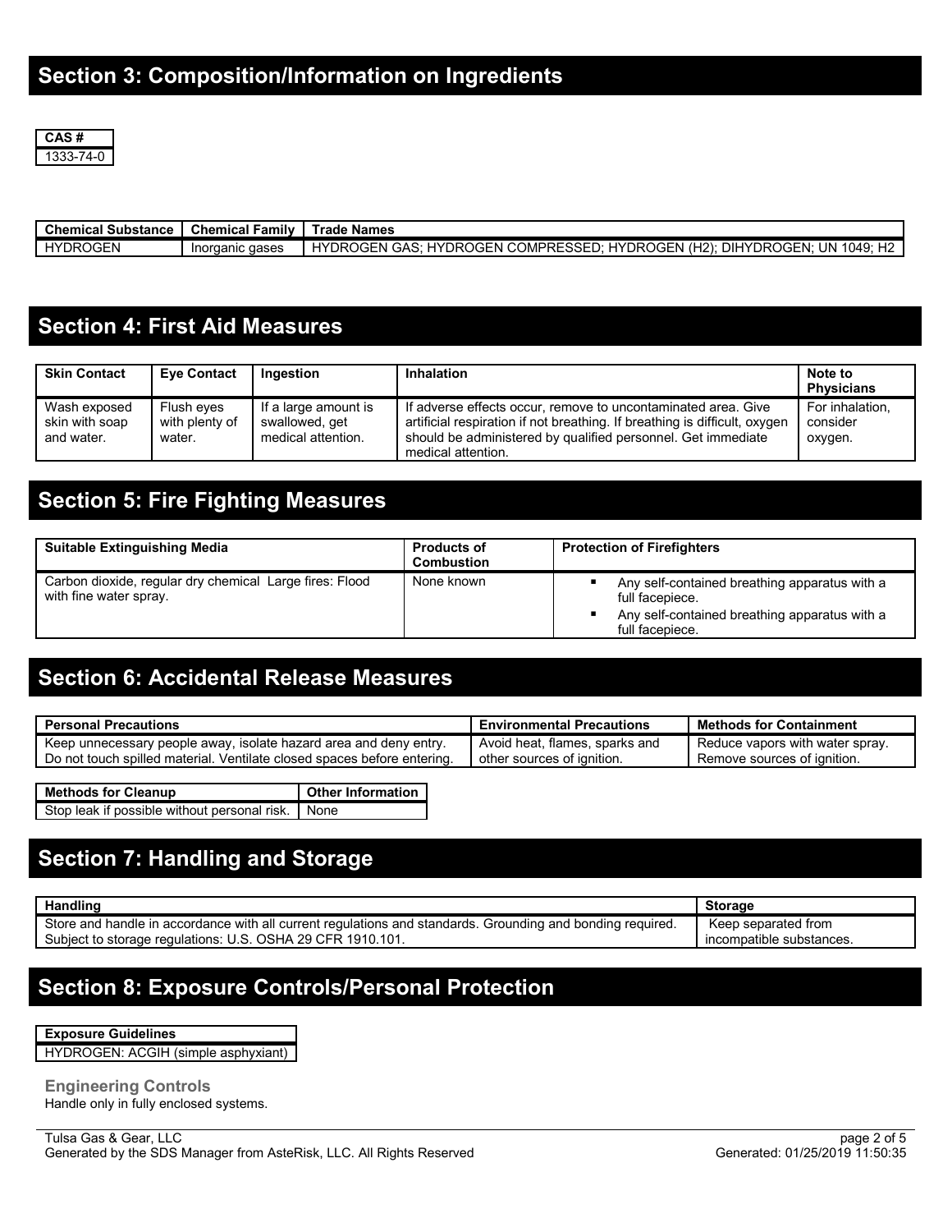## Section 3: Composition/Information on Ingredients

| CAS # |
|---|
| 1333-74-0 |

| Chemical Substance | Chemical Family | Trade Names |
|---|---|---|
| HYDROGEN | Inorganic gases | HYDROGEN GAS; HYDROGEN COMPRESSED; HYDROGEN (H2); DIHYDROGEN; UN 1049; H2 |

## Section 4: First Aid Measures

| Skin Contact | Eye Contact | Ingestion | Inhalation | Note to Physicians |
|---|---|---|---|---|
| Wash exposed skin with soap and water. | Flush eyes with plenty of water. | If a large amount is swallowed, get medical attention. | If adverse effects occur, remove to uncontaminated area. Give artificial respiration if not breathing. If breathing is difficult, oxygen should be administered by qualified personnel. Get immediate medical attention. | For inhalation, consider oxygen. |

## Section 5: Fire Fighting Measures

| Suitable Extinguishing Media | Products of Combustion | Protection of Firefighters |
|---|---|---|
| Carbon dioxide, regular dry chemical Large fires: Flood with fine water spray. | None known | ▪ Any self-contained breathing apparatus with a full facepiece.<br>▪ Any self-contained breathing apparatus with a full facepiece. |

## Section 6: Accidental Release Measures

| Personal Precautions | Environmental Precautions | Methods for Containment |
|---|---|---|
| Keep unnecessary people away, isolate hazard area and deny entry. Do not touch spilled material. Ventilate closed spaces before entering. | Avoid heat, flames, sparks and other sources of ignition. | Reduce vapors with water spray. Remove sources of ignition. |

| Methods for Cleanup | Other Information |
|---|---|
| Stop leak if possible without personal risk. | None |

## Section 7: Handling and Storage

| Handling | Storage |
|---|---|
| Store and handle in accordance with all current regulations and standards. Grounding and bonding required. Subject to storage regulations: U.S. OSHA 29 CFR 1910.101. | Keep separated from incompatible substances. |

## Section 8: Exposure Controls/Personal Protection

| Exposure Guidelines |
|---|
| HYDROGEN: ACGIH (simple asphyxiant) |

### Engineering Controls

Handle only in fully enclosed systems.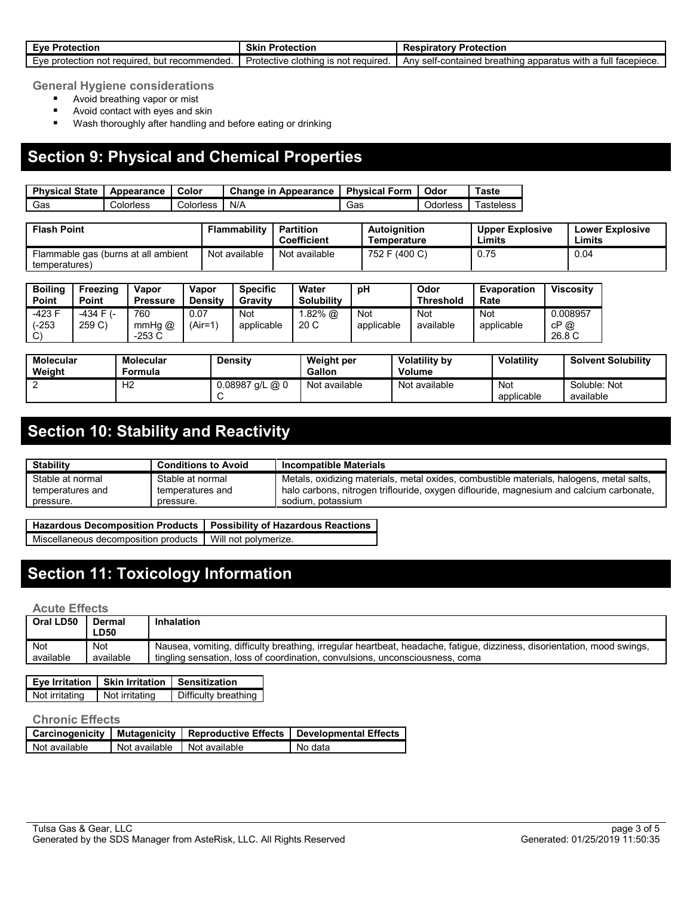| Eye Protection | Skin Protection | Respiratory Protection |
|---|---|---|
| Eye protection not required, but recommended. | Protective clothing is not required. | Any self-contained breathing apparatus with a full facepiece. |

### General Hygiene considerations

- Avoid breathing vapor or mist
- Avoid contact with eyes and skin
- Wash thoroughly after handling and before eating or drinking

## Section 9: Physical and Chemical Properties

| Physical State | Appearance | Color | Change in Appearance | Physical Form | Odor | Taste |
|---|---|---|---|---|---|---|
| Gas | Colorless | Colorless | N/A | Gas | Odorless | Tasteless |

| Flash Point | Flammability | Partition Coefficient | Autoignition Temperature | Upper Explosive Limits | Lower Explosive Limits |
|---|---|---|---|---|---|
| Flammable gas (burns at all ambient temperatures) | Not available | Not available | 752 F (400 C) | 0.75 | 0.04 |

| Boiling Point | Freezing Point | Vapor Pressure | Vapor Density | Specific Gravity | Water Solubility | pH | Odor Threshold | Evaporation Rate | Viscosity |
|---|---|---|---|---|---|---|---|---|---|
| -423 F (-253 C) | -434 F (-259 C) | 760 mmHg @ -253 C | 0.07 (Air=1) | Not applicable | 1.82% @ 20 C | Not applicable | Not available | Not applicable | 0.008957 cP @ 26.8 C |

| Molecular Weight | Molecular Formula | Density | Weight per Gallon | Volatility by Volume | Volatility | Solvent Solubility |
|---|---|---|---|---|---|---|
| 2 | $H_2$ | 0.08987 g/L @ 0 C | Not available | Not available | Not applicable | Soluble: Not available |

## Section 10: Stability and Reactivity

| Stability | Conditions to Avoid | Incompatible Materials |
|---|---|---|
| Stable at normal temperatures and pressure. | Stable at normal temperatures and pressure. | Metals, oxidizing materials, metal oxides, combustible materials, halogens, metal salts, halo carbons, nitrogen triflouride, oxygen diflouride, magnesium and calcium carbonate, sodium, potassium |

| Hazardous Decomposition Products | Possibility of Hazardous Reactions |
|---|---|
| Miscellaneous decomposition products | Will not polymerize. |

## Section 11: Toxicology Information

### Acute Effects

| Oral LD50 | Dermal LD50 | Inhalation |
|---|---|---|
| Not available | Not available | Nausea, vomiting, difficulty breathing, irregular heartbeat, headache, fatigue, dizziness, disorientation, mood swings, tingling sensation, loss of coordination, convulsions, unconsciousness, coma |

| Eye Irritation | Skin Irritation | Sensitization |
|---|---|---|
| Not irritating | Not irritating | Difficulty breathing |

### Chronic Effects

| Carcinogenicity | Mutagenicity | Reproductive Effects | Developmental Effects |
|---|---|---|---|
| Not available | Not available | Not available | No data |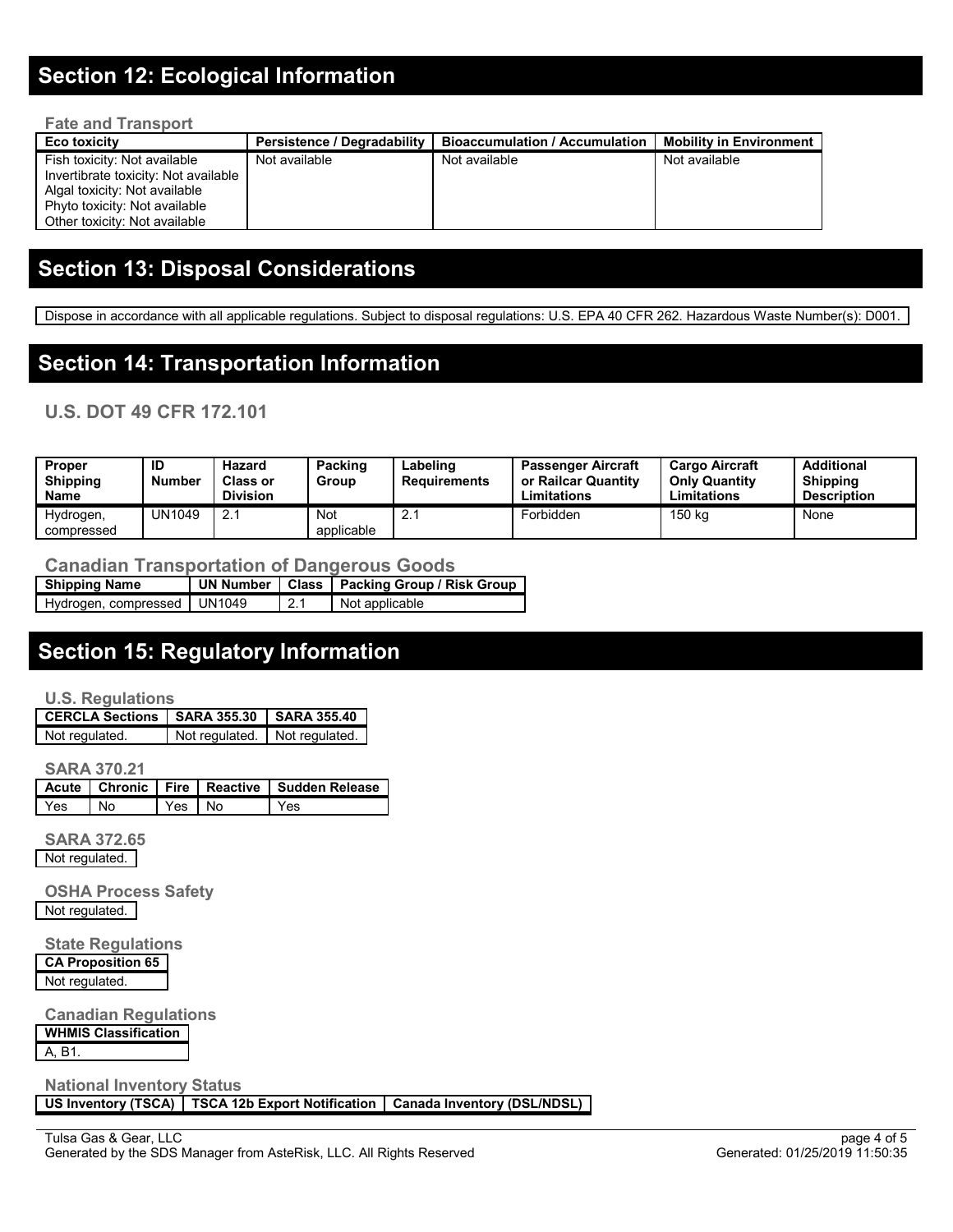## Section 12: Ecological Information

### Fate and Transport

| Eco toxicity | Persistence / Degradability | Bioaccumulation / Accumulation | Mobility in Environment |
|---|---|---|---|
| Fish toxicity: Not available<br>Invertibrate toxicity: Not available<br>Algal toxicity: Not available<br>Phyto toxicity: Not available<br>Other toxicity: Not available | Not available | Not available | Not available |

## Section 13: Disposal Considerations

Dispose in accordance with all applicable regulations. Subject to disposal regulations: U.S. EPA 40 CFR 262. Hazardous Waste Number(s): D001.

## Section 14: Transportation Information

### U.S. DOT 49 CFR 172.101

| Proper Shipping Name | ID Number | Hazard Class or Division | Packing Group | Labeling Requirements | Passenger Aircraft or Railcar Quantity Limitations | Cargo Aircraft Only Quantity Limitations | Additional Shipping Description |
|---|---|---|---|---|---|---|---|
| Hydrogen, compressed | UN1049 | 2.1 | Not applicable | 2.1 | Forbidden | 150 kg | None |

### Canadian Transportation of Dangerous Goods

| Shipping Name | UN Number | Class | Packing Group / Risk Group |
|---|---|---|---|
| Hydrogen, compressed | UN1049 | 2.1 | Not applicable |

## Section 15: Regulatory Information

### U.S. Regulations

| CERCLA Sections | SARA 355.30 | SARA 355.40 |
|---|---|---|
| Not regulated. | Not regulated. | Not regulated. |

### SARA 370.21

| Acute | Chronic | Fire | Reactive | Sudden Release |
|---|---|---|---|---|
| Yes | No | Yes | No | Yes |

### SARA 372.65

Not regulated.

### OSHA Process Safety

Not regulated.

### State Regulations

| CA Proposition 65 |
|---|
| Not regulated. |

### Canadian Regulations

| WHMIS Classification |
|---|
| A, B1. |

### National Inventory Status

| US Inventory (TSCA) | TSCA 12b Export Notification | Canada Inventory (DSL/NDSL) |
|---|---|---|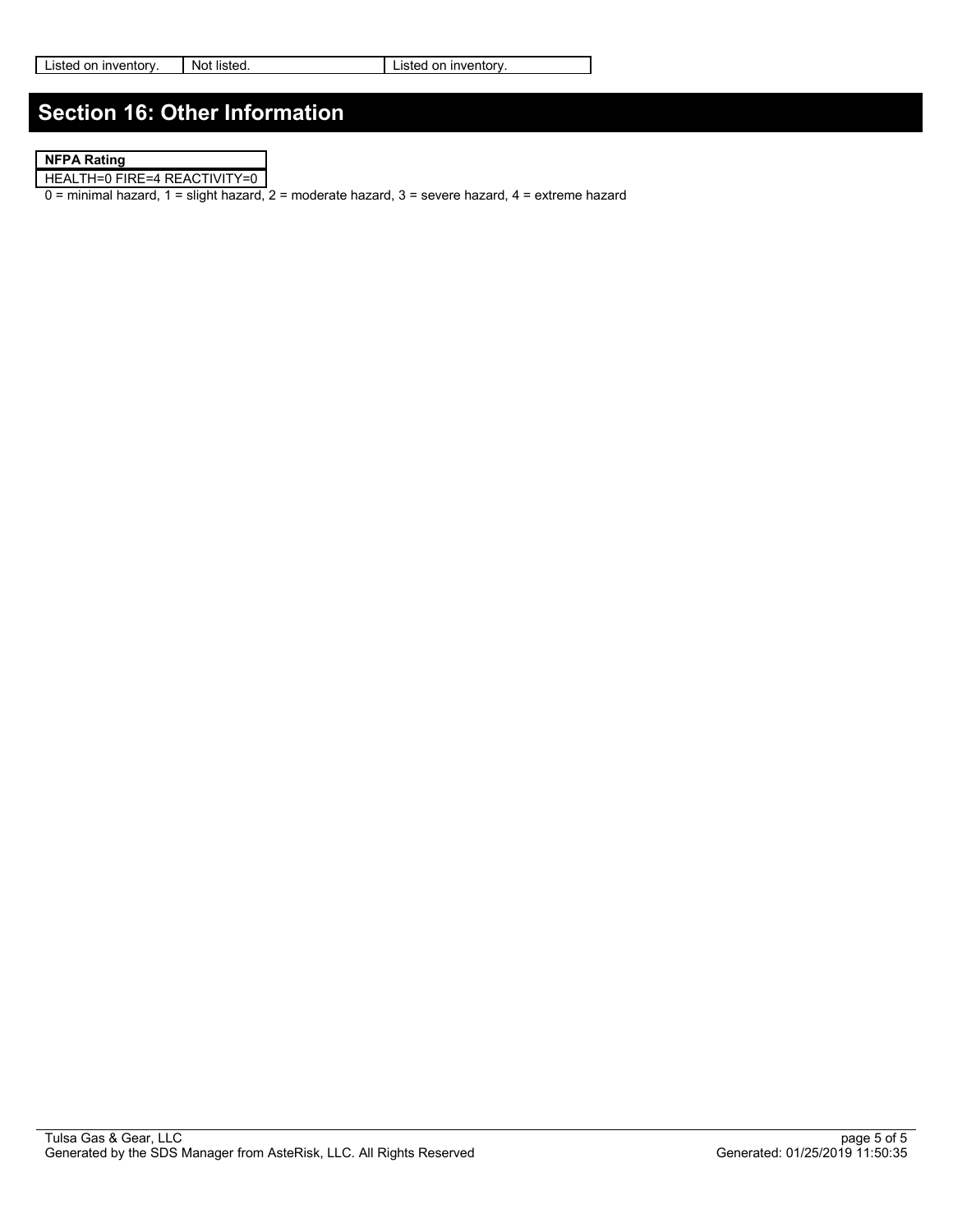| | | |
|---|---|---|
| Listed on inventory. | Not listed. | Listed on inventory. |

## Section 16: Other Information

| NFPA Rating |
|---|
| HEALTH=0 FIRE=4 REACTIVITY=0 |

0 = minimal hazard, 1 = slight hazard, 2 = moderate hazard, 3 = severe hazard, 4 = extreme hazard